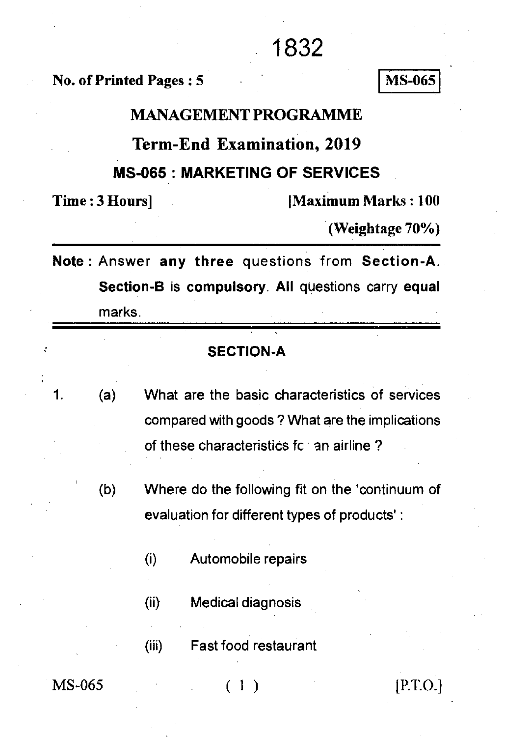1832

**No. of Printed Pages : 5**

**MS-065**

# MANAGEMENT PROGRAMME

## Term-End Examination, 2019

## MS-065 : MARKETING OF SERVICES

**Time : 3 Hours]** **[Maximum Marks : 100**

**(Weightage 70%)**

**Note :** Answer **any three** questions from **Section-A**. **Section-B** is **compulsory**. **All** questions carry **equal** marks.

### SECTION-A

1. (a) What are the basic characteristics of services compared with goods ? What are the implications of these characteristics fc an airline ?

   (b) Where do the following fit on the 'continuum of evaluation for different types of products' :

   (i) Automobile repairs

   (ii) Medical diagnosis

   (iii) Fast food restaurant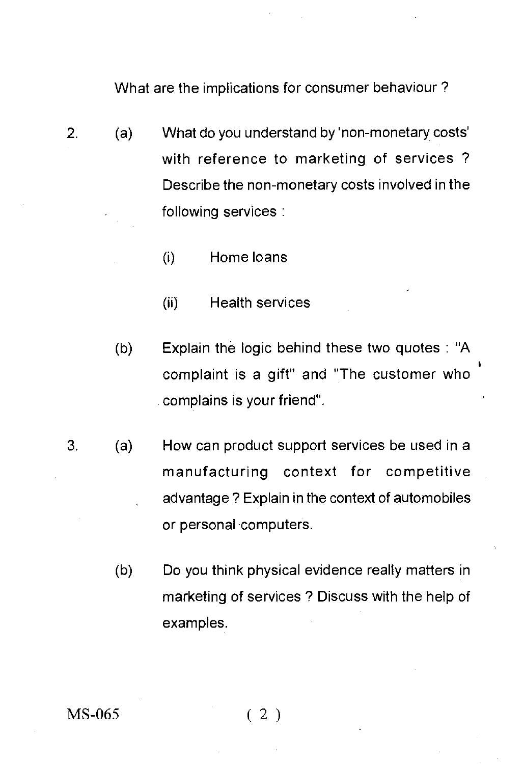What are the implications for consumer behaviour ?

2. (a) What do you understand by 'non-monetary costs' with reference to marketing of services ? Describe the non-monetary costs involved in the following services :

   (i) Home loans

   (ii) Health services

   (b) Explain the logic behind these two quotes : "A complaint is a gift" and "The customer who complains is your friend".

3. (a) How can product support services be used in a manufacturing context for competitive advantage ? Explain in the context of automobiles or personal computers.

   (b) Do you think physical evidence really matters in marketing of services ? Discuss with the help of examples.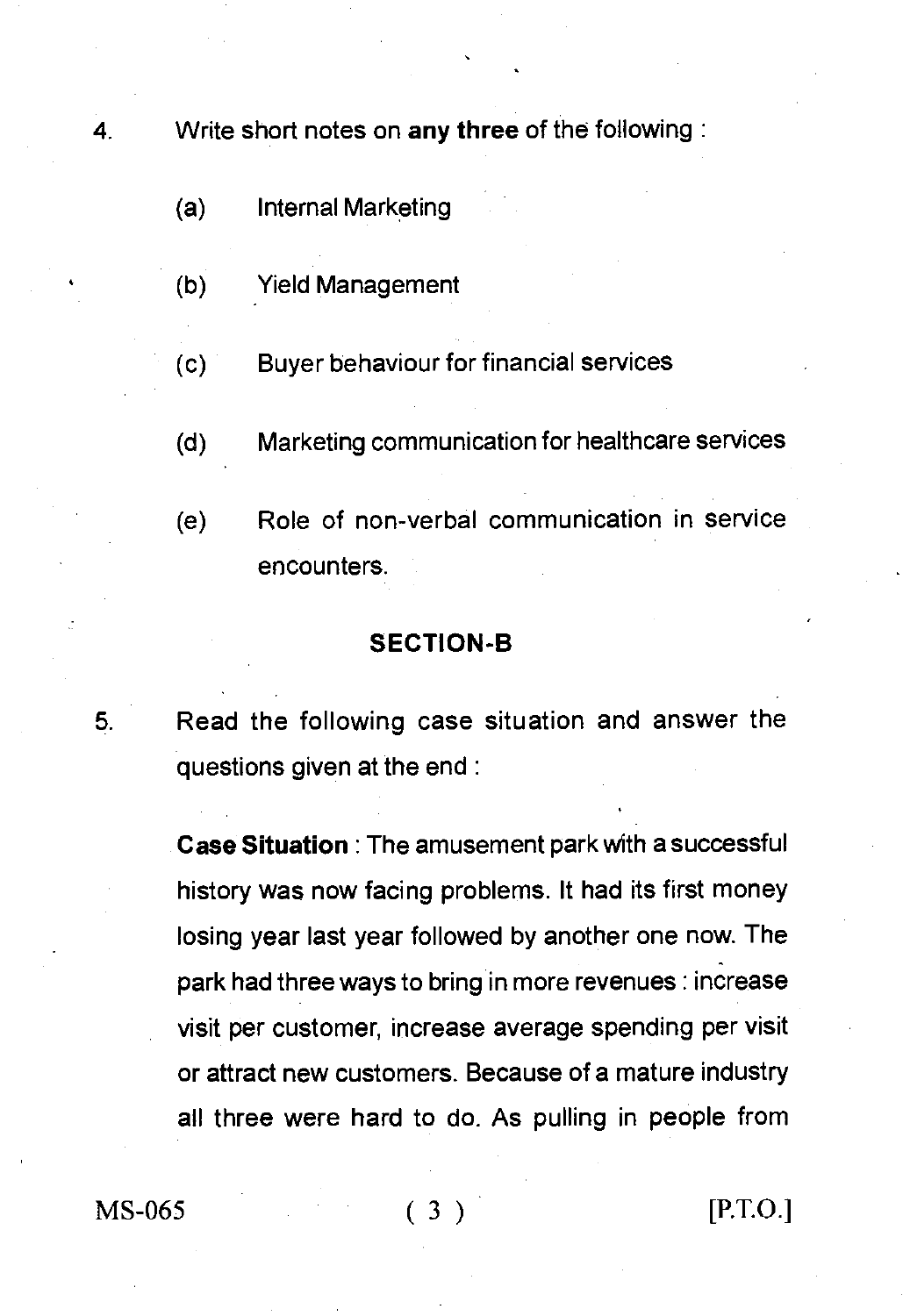4. Write short notes on **any three** of the following :

   (a) Internal Marketing

   (b) Yield Management

   (c) Buyer behaviour for financial services

   (d) Marketing communication for healthcare services

   (e) Role of non-verbal communication in service encounters.

## SECTION-B

5. Read the following case situation and answer the questions given at the end :

   **Case Situation** : The amusement park with a successful history was now facing problems. It had its first money losing year last year followed by another one now. The park had three ways to bring in more revenues : increase visit per customer, increase average spending per visit or attract new customers. Because of a mature industry all three were hard to do. As pulling in people from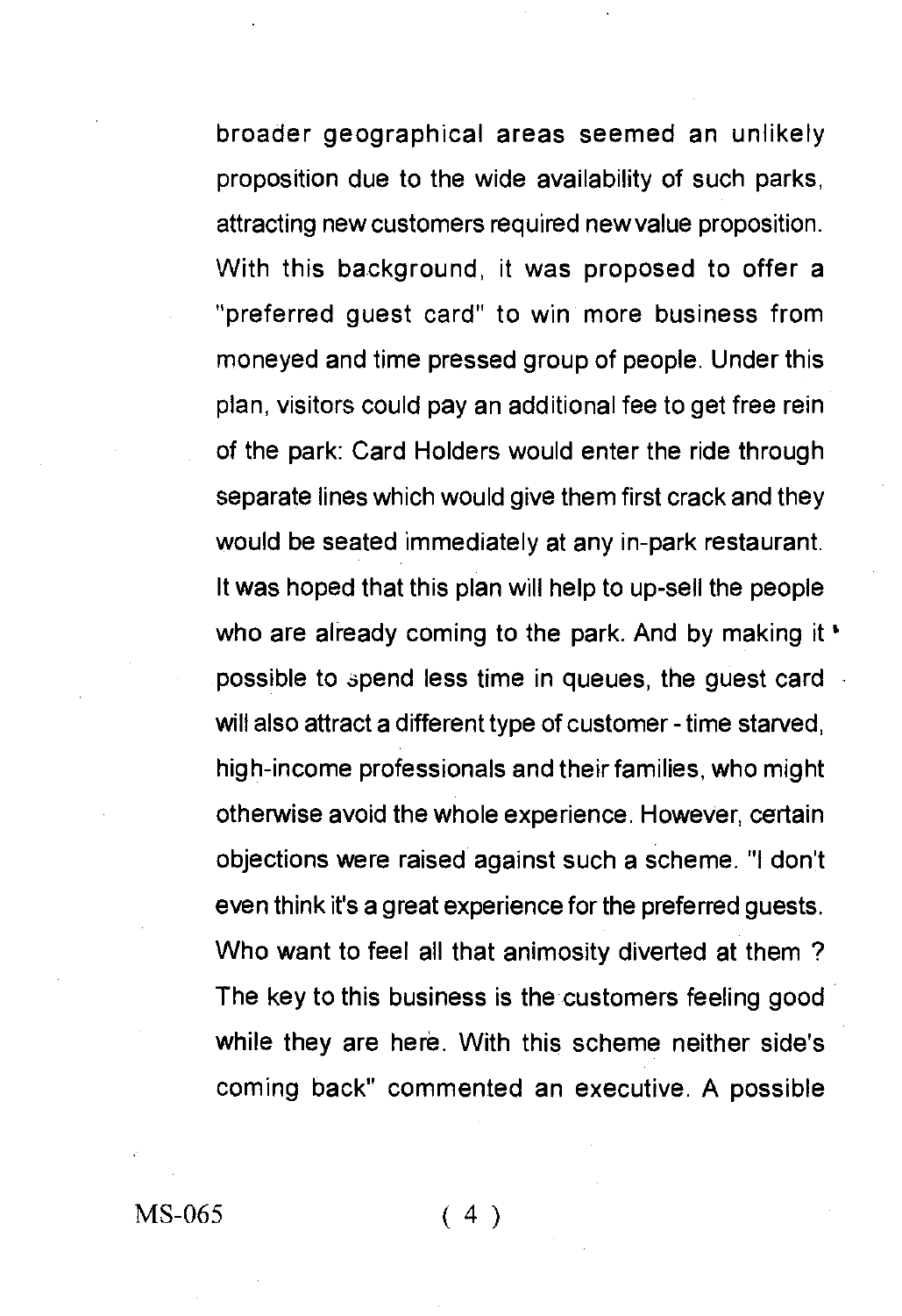broader geographical areas seemed an unlikely proposition due to the wide availability of such parks, attracting new customers required new value proposition. With this background, it was proposed to offer a "preferred guest card" to win more business from moneyed and time pressed group of people. Under this plan, visitors could pay an additional fee to get free rein of the park: Card Holders would enter the ride through separate lines which would give them first crack and they would be seated immediately at any in-park restaurant. It was hoped that this plan will help to up-sell the people who are already coming to the park. And by making it possible to spend less time in queues, the guest card will also attract a different type of customer - time starved, high-income professionals and their families, who might otherwise avoid the whole experience. However, certain objections were raised against such a scheme. "I don't even think it's a great experience for the preferred guests. Who want to feel all that animosity diverted at them ? The key to this business is the customers feeling good while they are here. With this scheme neither side's coming back" commented an executive. A possible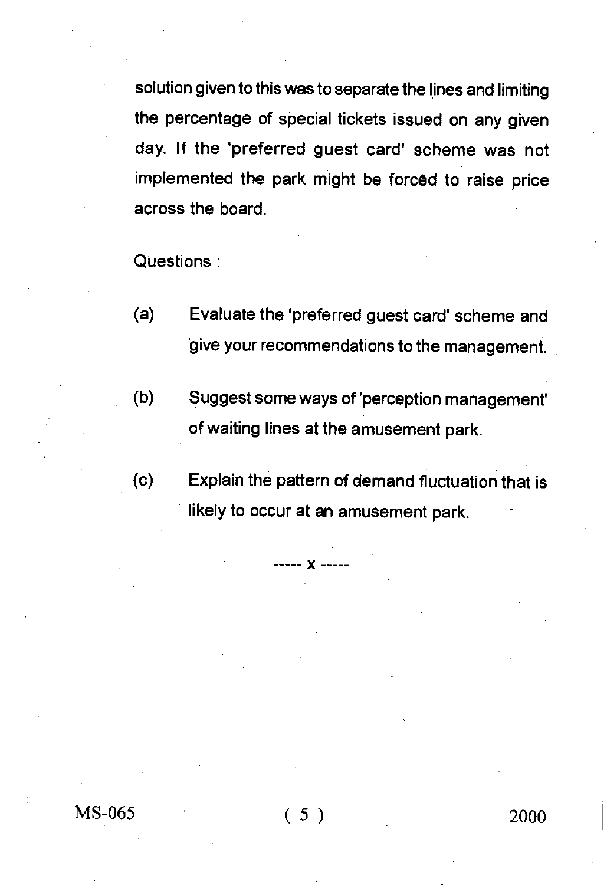solution given to this was to separate the lines and limiting the percentage of special tickets issued on any given day. If the 'preferred guest card' scheme was not implemented the park might be forced to raise price across the board.

Questions :

(a) Evaluate the 'preferred guest card' scheme and give your recommendations to the management.

(b) Suggest some ways of 'perception management' of waiting lines at the amusement park.

(c) Explain the pattern of demand fluctuation that is likely to occur at an amusement park.

----- x -----